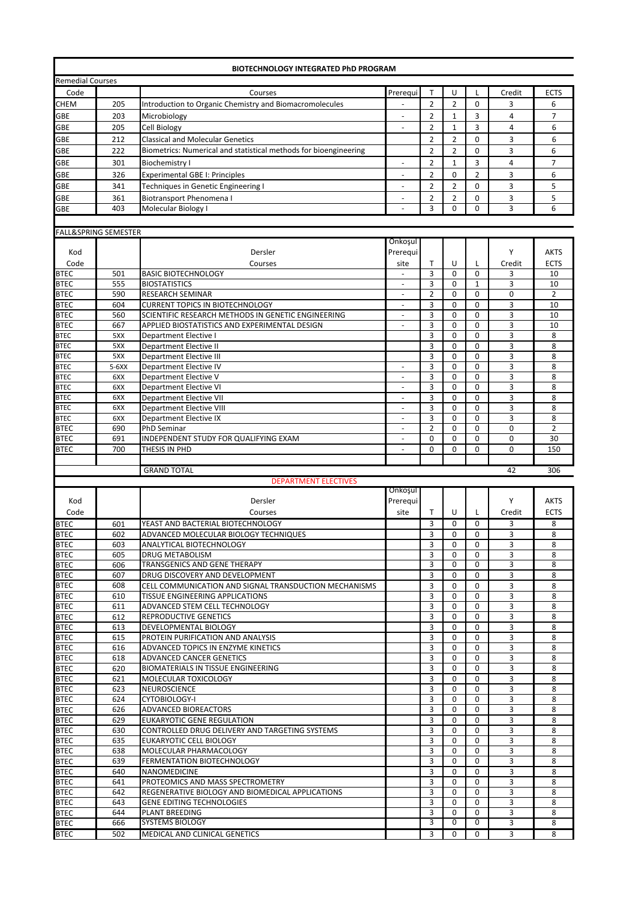# BIOTECHNOLOGY INTEGRATED PhD PROGRAM

## Remedial Courses

| Code | | Courses | Prerequi | T | U | L | Credit | ECTS |
|---|---|---|---|---|---|---|---|---|
| CHEM | 205 | Introduction to Organic Chemistry and Biomacromolecules | - | 2 | 2 | 0 | 3 | 6 |
| GBE | 203 | Microbiology | - | 2 | 1 | 3 | 4 | 7 |
| GBE | 205 | Cell Biology | - | 2 | 1 | 3 | 4 | 6 |
| GBE | 212 | Classical and Molecular Genetics | | 2 | 2 | 0 | 3 | 6 |
| GBE | 222 | Biometrics: Numerical and statistical methods for bioengineering | | 2 | 2 | 0 | 3 | 6 |
| GBE | 301 | Biochemistry I | - | 2 | 1 | 3 | 4 | 7 |
| GBE | 326 | Experimental GBE I: Principles | - | 2 | 0 | 2 | 3 | 6 |
| GBE | 341 | Techniques in Genetic Engineering I | - | 2 | 2 | 0 | 3 | 5 |
| GBE | 361 | Biotransport Phenomena I | - | 2 | 2 | 0 | 3 | 5 |
| GBE | 403 | Molecular Biology I | - | 3 | 0 | 0 | 3 | 6 |

## FALL&SPRING SEMESTER

| Kod Code | | Dersler Courses | Önkoşul Prerequisite | T | U | L | Y Credit | AKTS ECTS |
|---|---|---|---|---|---|---|---|---|
| BTEC | 501 | BASIC BIOTECHNOLOGY | - | 3 | 0 | 0 | 3 | 10 |
| BTEC | 555 | BIOSTATISTICS | - | 3 | 0 | 1 | 3 | 10 |
| BTEC | 590 | RESEARCH SEMINAR | - | 2 | 0 | 0 | 0 | 2 |
| BTEC | 604 | CURRENT TOPICS IN BIOTECHNOLOGY | - | 3 | 0 | 0 | 3 | 10 |
| BTEC | 560 | SCIENTIFIC RESEARCH METHODS IN GENETIC ENGINEERING | - | 3 | 0 | 0 | 3 | 10 |
| BTEC | 667 | APPLIED BIOSTATISTICS AND EXPERIMENTAL DESIGN | - | 3 | 0 | 0 | 3 | 10 |
| BTEC | 5XX | Department Elective I | | 3 | 0 | 0 | 3 | 8 |
| BTEC | 5XX | Department Elective II | | 3 | 0 | 0 | 3 | 8 |
| BTEC | 5XX | Department Elective III | | 3 | 0 | 0 | 3 | 8 |
| BTEC | 5-6XX | Department Elective IV | - | 3 | 0 | 0 | 3 | 8 |
| BTEC | 6XX | Department Elective V | - | 3 | 0 | 0 | 3 | 8 |
| BTEC | 6XX | Department Elective VI | - | 3 | 0 | 0 | 3 | 8 |
| BTEC | 6XX | Department Elective VII | - | 3 | 0 | 0 | 3 | 8 |
| BTEC | 6XX | Department Elective VIII | - | 3 | 0 | 0 | 3 | 8 |
| BTEC | 6XX | Department Elective IX | - | 3 | 0 | 0 | 3 | 8 |
| BTEC | 690 | PhD Seminar | - | 2 | 0 | 0 | 0 | 2 |
| BTEC | 691 | INDEPENDENT STUDY FOR QUALIFYING EXAM | - | 0 | 0 | 0 | 0 | 30 |
| BTEC | 700 | THESIS IN PHD | - | 0 | 0 | 0 | 0 | 150 |
| | | | | | | | | |
| | | GRAND TOTAL | | | | | 42 | 306 |

## DEPARTMENT ELECTIVES

| Kod Code | | Dersler Courses | Önkoşul Prerequisite | T | U | L | Y Credit | AKTS ECTS |
|---|---|---|---|---|---|---|---|---|
| BTEC | 601 | YEAST AND BACTERIAL BIOTECHNOLOGY | | 3 | 0 | 0 | 3 | 8 |
| BTEC | 602 | ADVANCED MOLECULAR BIOLOGY TECHNIQUES | | 3 | 0 | 0 | 3 | 8 |
| BTEC | 603 | ANALYTICAL BIOTECHNOLOGY | | 3 | 0 | 0 | 3 | 8 |
| BTEC | 605 | DRUG METABOLISM | | 3 | 0 | 0 | 3 | 8 |
| BTEC | 606 | TRANSGENICS AND GENE THERAPY | | 3 | 0 | 0 | 3 | 8 |
| BTEC | 607 | DRUG DISCOVERY AND DEVELOPMENT | | 3 | 0 | 0 | 3 | 8 |
| BTEC | 608 | CELL COMMUNICATION AND SIGNAL TRANSDUCTION MECHANISMS | | 3 | 0 | 0 | 3 | 8 |
| BTEC | 610 | TISSUE ENGINEERING APPLICATIONS | | 3 | 0 | 0 | 3 | 8 |
| BTEC | 611 | ADVANCED STEM CELL TECHNOLOGY | | 3 | 0 | 0 | 3 | 8 |
| BTEC | 612 | REPRODUCTIVE GENETICS | | 3 | 0 | 0 | 3 | 8 |
| BTEC | 613 | DEVELOPMENTAL BIOLOGY | | 3 | 0 | 0 | 3 | 8 |
| BTEC | 615 | PROTEIN PURIFICATION AND ANALYSIS | | 3 | 0 | 0 | 3 | 8 |
| BTEC | 616 | ADVANCED TOPICS IN ENZYME KINETICS | | 3 | 0 | 0 | 3 | 8 |
| BTEC | 618 | ADVANCED CANCER GENETICS | | 3 | 0 | 0 | 3 | 8 |
| BTEC | 620 | BIOMATERIALS IN TISSUE ENGINEERING | | 3 | 0 | 0 | 3 | 8 |
| BTEC | 621 | MOLECULAR TOXICOLOGY | | 3 | 0 | 0 | 3 | 8 |
| BTEC | 623 | NEUROSCIENCE | | 3 | 0 | 0 | 3 | 8 |
| BTEC | 624 | CYTOBIOLOGY-I | | 3 | 0 | 0 | 3 | 8 |
| BTEC | 626 | ADVANCED BIOREACTORS | | 3 | 0 | 0 | 3 | 8 |
| BTEC | 629 | EUKARYOTIC GENE REGULATION | | 3 | 0 | 0 | 3 | 8 |
| BTEC | 630 | CONTROLLED DRUG DELIVERY AND TARGETING SYSTEMS | | 3 | 0 | 0 | 3 | 8 |
| BTEC | 635 | EUKARYOTIC CELL BIOLOGY | | 3 | 0 | 0 | 3 | 8 |
| BTEC | 638 | MOLECULAR PHARMACOLOGY | | 3 | 0 | 0 | 3 | 8 |
| BTEC | 639 | FERMENTATION BIOTECHNOLOGY | | 3 | 0 | 0 | 3 | 8 |
| BTEC | 640 | NANOMEDICINE | | 3 | 0 | 0 | 3 | 8 |
| BTEC | 641 | PROTEOMICS AND MASS SPECTROMETRY | | 3 | 0 | 0 | 3 | 8 |
| BTEC | 642 | REGENERATIVE BIOLOGY AND BIOMEDICAL APPLICATIONS | | 3 | 0 | 0 | 3 | 8 |
| BTEC | 643 | GENE EDITING TECHNOLOGIES | | 3 | 0 | 0 | 3 | 8 |
| BTEC | 644 | PLANT BREEDING | | 3 | 0 | 0 | 3 | 8 |
| BTEC | 666 | SYSTEMS BIOLOGY | | 3 | 0 | 0 | 3 | 8 |
| BTEC | 502 | MEDICAL AND CLINICAL GENETICS | | 3 | 0 | 0 | 3 | 8 |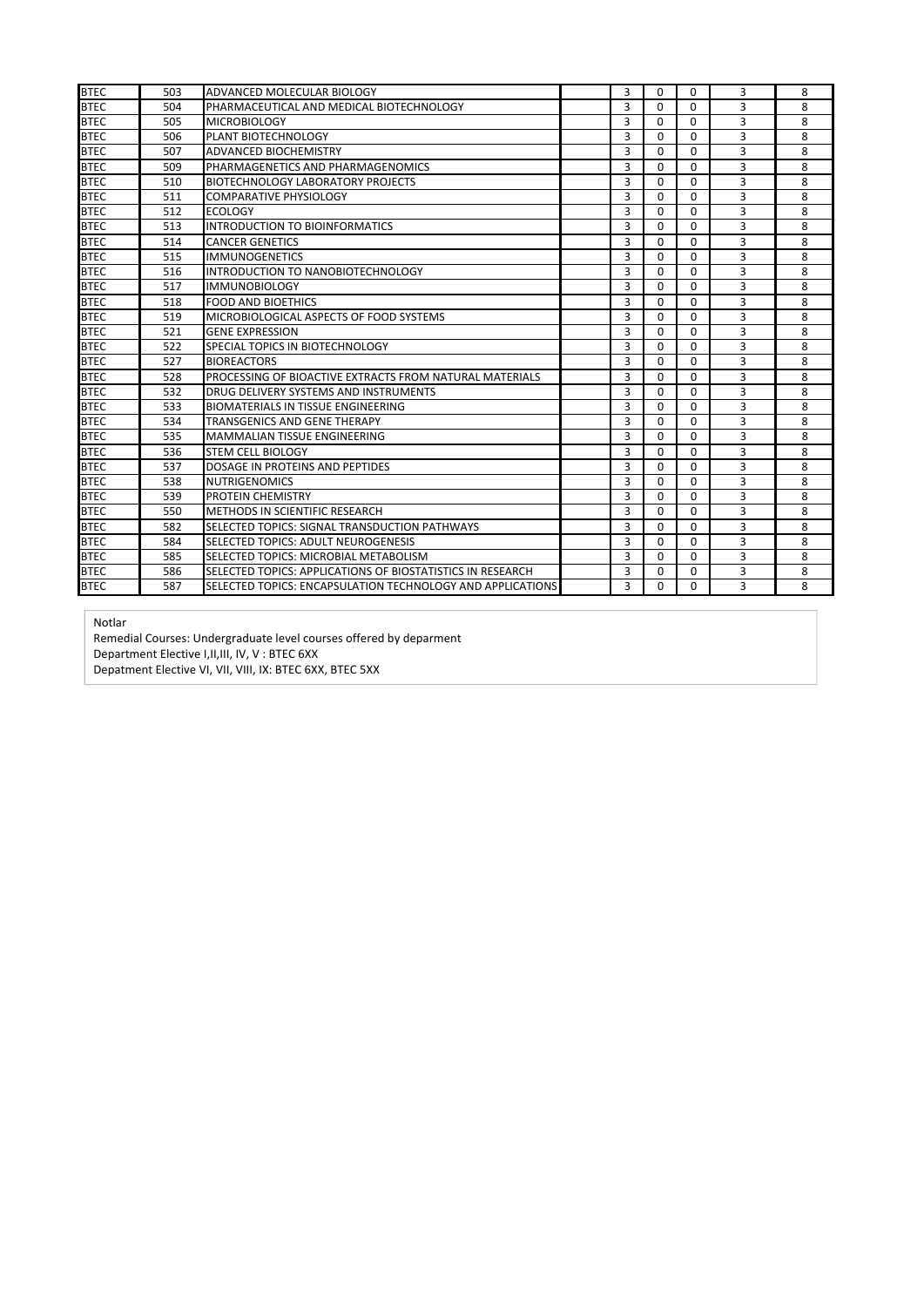| | | | | | | | | |
|---|---|---|---|---|---|---|---|---|
| BTEC | 503 | ADVANCED MOLECULAR BIOLOGY | | 3 | 0 | 0 | 3 | 8 |
| BTEC | 504 | PHARMACEUTICAL AND MEDICAL BIOTECHNOLOGY | | 3 | 0 | 0 | 3 | 8 |
| BTEC | 505 | MICROBIOLOGY | | 3 | 0 | 0 | 3 | 8 |
| BTEC | 506 | PLANT BIOTECHNOLOGY | | 3 | 0 | 0 | 3 | 8 |
| BTEC | 507 | ADVANCED BIOCHEMISTRY | | 3 | 0 | 0 | 3 | 8 |
| BTEC | 509 | PHARMAGENETICS AND PHARMAGENOMICS | | 3 | 0 | 0 | 3 | 8 |
| BTEC | 510 | BIOTECHNOLOGY LABORATORY PROJECTS | | 3 | 0 | 0 | 3 | 8 |
| BTEC | 511 | COMPARATIVE PHYSIOLOGY | | 3 | 0 | 0 | 3 | 8 |
| BTEC | 512 | ECOLOGY | | 3 | 0 | 0 | 3 | 8 |
| BTEC | 513 | INTRODUCTION TO BIOINFORMATICS | | 3 | 0 | 0 | 3 | 8 |
| BTEC | 514 | CANCER GENETICS | | 3 | 0 | 0 | 3 | 8 |
| BTEC | 515 | IMMUNOGENETICS | | 3 | 0 | 0 | 3 | 8 |
| BTEC | 516 | INTRODUCTION TO NANOBIOTECHNOLOGY | | 3 | 0 | 0 | 3 | 8 |
| BTEC | 517 | IMMUNOBIOLOGY | | 3 | 0 | 0 | 3 | 8 |
| BTEC | 518 | FOOD AND BIOETHICS | | 3 | 0 | 0 | 3 | 8 |
| BTEC | 519 | MICROBIOLOGICAL ASPECTS OF FOOD SYSTEMS | | 3 | 0 | 0 | 3 | 8 |
| BTEC | 521 | GENE EXPRESSION | | 3 | 0 | 0 | 3 | 8 |
| BTEC | 522 | SPECIAL TOPICS IN BIOTECHNOLOGY | | 3 | 0 | 0 | 3 | 8 |
| BTEC | 527 | BIOREACTORS | | 3 | 0 | 0 | 3 | 8 |
| BTEC | 528 | PROCESSING OF BIOACTIVE EXTRACTS FROM NATURAL MATERIALS | | 3 | 0 | 0 | 3 | 8 |
| BTEC | 532 | DRUG DELIVERY SYSTEMS AND INSTRUMENTS | | 3 | 0 | 0 | 3 | 8 |
| BTEC | 533 | BIOMATERIALS IN TISSUE ENGINEERING | | 3 | 0 | 0 | 3 | 8 |
| BTEC | 534 | TRANSGENICS AND GENE THERAPY | | 3 | 0 | 0 | 3 | 8 |
| BTEC | 535 | MAMMALIAN TISSUE ENGINEERING | | 3 | 0 | 0 | 3 | 8 |
| BTEC | 536 | STEM CELL BIOLOGY | | 3 | 0 | 0 | 3 | 8 |
| BTEC | 537 | DOSAGE IN PROTEINS AND PEPTIDES | | 3 | 0 | 0 | 3 | 8 |
| BTEC | 538 | NUTRIGENOMICS | | 3 | 0 | 0 | 3 | 8 |
| BTEC | 539 | PROTEIN CHEMISTRY | | 3 | 0 | 0 | 3 | 8 |
| BTEC | 550 | METHODS IN SCIENTIFIC RESEARCH | | 3 | 0 | 0 | 3 | 8 |
| BTEC | 582 | SELECTED TOPICS: SIGNAL TRANSDUCTION PATHWAYS | | 3 | 0 | 0 | 3 | 8 |
| BTEC | 584 | SELECTED TOPICS: ADULT NEUROGENESIS | | 3 | 0 | 0 | 3 | 8 |
| BTEC | 585 | SELECTED TOPICS: MICROBIAL METABOLISM | | 3 | 0 | 0 | 3 | 8 |
| BTEC | 586 | SELECTED TOPICS: APPLICATIONS OF BIOSTATISTICS IN RESEARCH | | 3 | 0 | 0 | 3 | 8 |
| BTEC | 587 | SELECTED TOPICS: ENCAPSULATION TECHNOLOGY AND APPLICATIONS | | 3 | 0 | 0 | 3 | 8 |

Notlar

Remedial Courses: Undergraduate level courses offered by deparment

Department Elective I,II,III, IV, V : BTEC 6XX

Depatment Elective VI, VII, VIII, IX: BTEC 6XX, BTEC 5XX